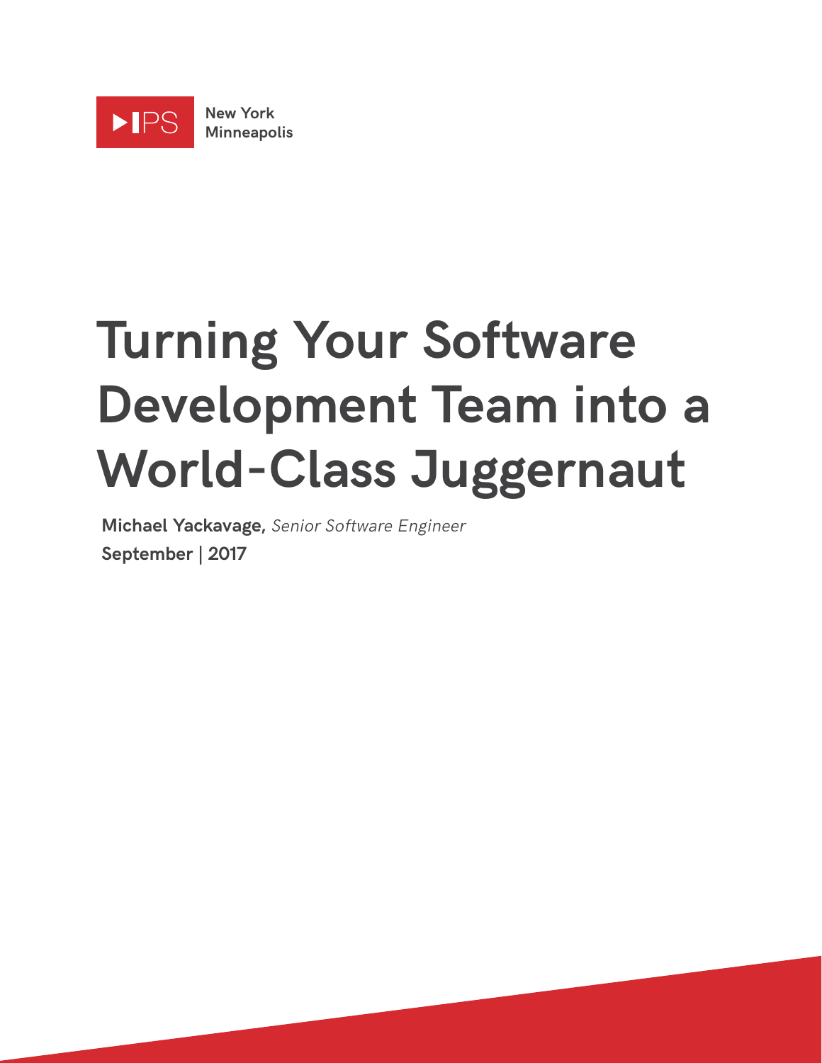IPS

New York
Minneapolis

# Turning Your Software Development Team into a World-Class Juggernaut

**Michael Yackavage,** *Senior Software Engineer*

**September | 2017**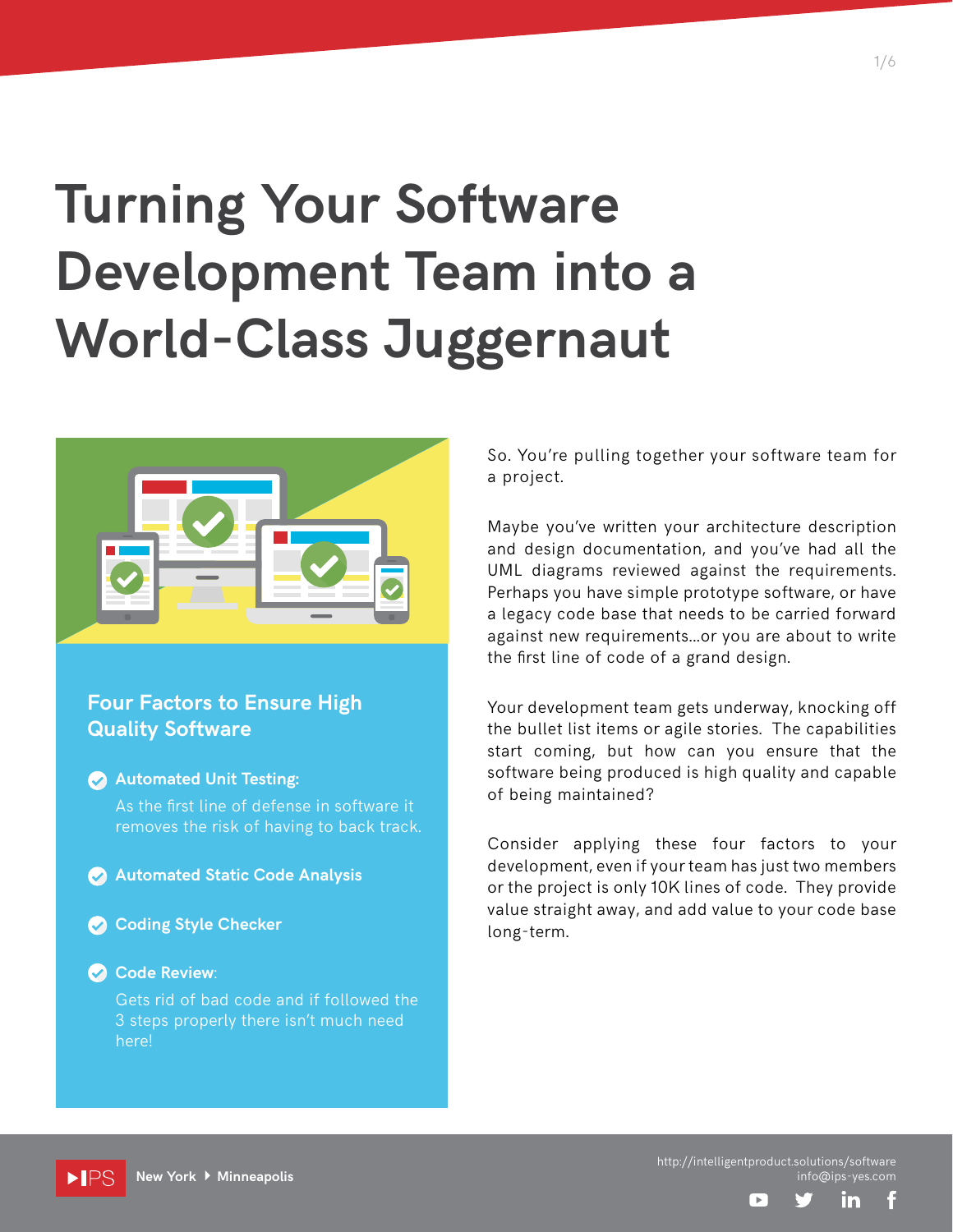# Turning Your Software Development Team into a World-Class Juggernaut

## Four Factors to Ensure High Quality Software

- **Automated Unit Testing:**
  As the first line of defense in software it removes the risk of having to back track.
- **Automated Static Code Analysis**
- **Coding Style Checker**
- **Code Review:**
  Gets rid of bad code and if followed the 3 steps properly there isn't much need here!

So. You're pulling together your software team for a project.

Maybe you've written your architecture description and design documentation, and you've had all the UML diagrams reviewed against the requirements. Perhaps you have simple prototype software, or have a legacy code base that needs to be carried forward against new requirements...or you are about to write the first line of code of a grand design.

Your development team gets underway, knocking off the bullet list items or agile stories. The capabilities start coming, but how can you ensure that the software being produced is high quality and capable of being maintained?

Consider applying these four factors to your development, even if your team has just two members or the project is only 10K lines of code. They provide value straight away, and add value to your code base long-term.

IPS New York ▸ Minneapolis

http://intelligentproduct.solutions/software
info@ips-yes.com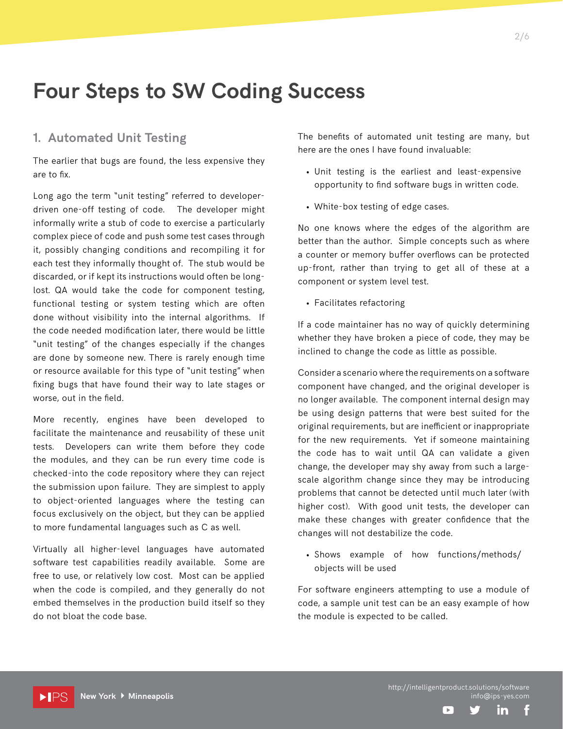# Four Steps to SW Coding Success

## 1. Automated Unit Testing

The earlier that bugs are found, the less expensive they are to fix.

Long ago the term "unit testing" referred to developer-driven one-off testing of code. The developer might informally write a stub of code to exercise a particularly complex piece of code and push some test cases through it, possibly changing conditions and recompiling it for each test they informally thought of. The stub would be discarded, or if kept its instructions would often be long-lost. QA would take the code for component testing, functional testing or system testing which are often done without visibility into the internal algorithms. If the code needed modification later, there would be little "unit testing" of the changes especially if the changes are done by someone new. There is rarely enough time or resource available for this type of "unit testing" when fixing bugs that have found their way to late stages or worse, out in the field.

More recently, engines have been developed to facilitate the maintenance and reusability of these unit tests. Developers can write them before they code the modules, and they can be run every time code is checked-into the code repository where they can reject the submission upon failure. They are simplest to apply to object-oriented languages where the testing can focus exclusively on the object, but they can be applied to more fundamental languages such as C as well.

Virtually all higher-level languages have automated software test capabilities readily available. Some are free to use, or relatively low cost. Most can be applied when the code is compiled, and they generally do not embed themselves in the production build itself so they do not bloat the code base.

The benefits of automated unit testing are many, but here are the ones I have found invaluable:

- Unit testing is the earliest and least-expensive opportunity to find software bugs in written code.

- White-box testing of edge cases.

No one knows where the edges of the algorithm are better than the author. Simple concepts such as where a counter or memory buffer overflows can be protected up-front, rather than trying to get all of these at a component or system level test.

- Facilitates refactoring

If a code maintainer has no way of quickly determining whether they have broken a piece of code, they may be inclined to change the code as little as possible.

Consider a scenario where the requirements on a software component have changed, and the original developer is no longer available. The component internal design may be using design patterns that were best suited for the original requirements, but are inefficient or inappropriate for the new requirements. Yet if someone maintaining the code has to wait until QA can validate a given change, the developer may shy away from such a large-scale algorithm change since they may be introducing problems that cannot be detected until much later (with higher cost). With good unit tests, the developer can make these changes with greater confidence that the changes will not destabilize the code.

- Shows example of how functions/methods/objects will be used

For software engineers attempting to use a module of code, a sample unit test can be an easy example of how the module is expected to be called.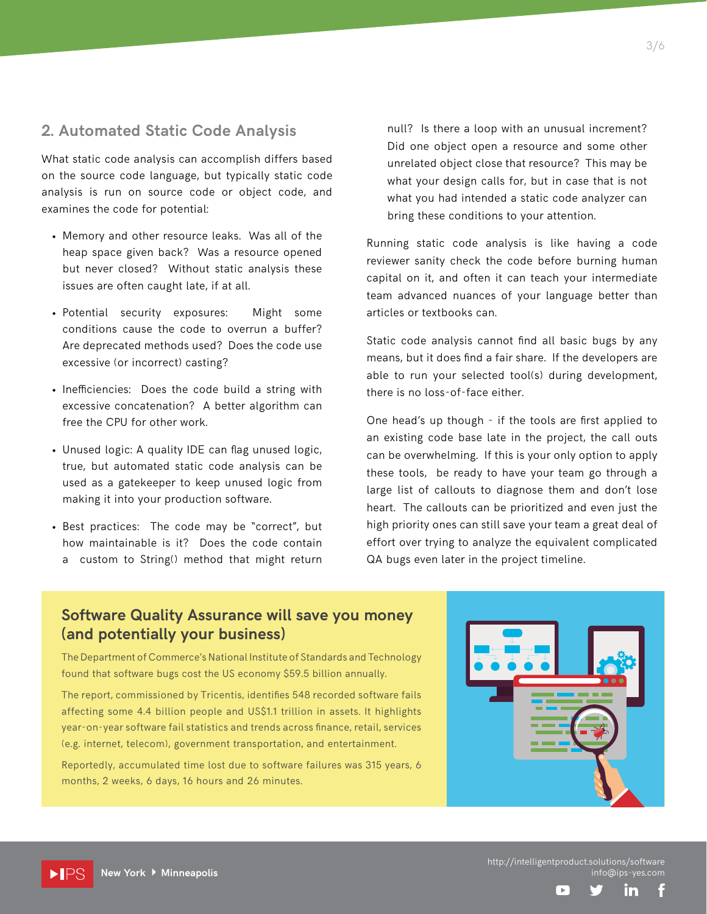## 2. Automated Static Code Analysis

What static code analysis can accomplish differs based on the source code language, but typically static code analysis is run on source code or object code, and examines the code for potential:

- Memory and other resource leaks. Was all of the heap space given back? Was a resource opened but never closed? Without static analysis these issues are often caught late, if at all.
- Potential security exposures: Might some conditions cause the code to overrun a buffer? Are deprecated methods used? Does the code use excessive (or incorrect) casting?
- Inefficiencies: Does the code build a string with excessive concatenation? A better algorithm can free the CPU for other work.
- Unused logic: A quality IDE can flag unused logic, true, but automated static code analysis can be used as a gatekeeper to keep unused logic from making it into your production software.
- Best practices: The code may be "correct", but how maintainable is it? Does the code contain a custom toString() method that might return null? Is there a loop with an unusual increment? Did one object open a resource and some other unrelated object close that resource? This may be what your design calls for, but in case that is not what you had intended a static code analyzer can bring these conditions to your attention.

Running static code analysis is like having a code reviewer sanity check the code before burning human capital on it, and often it can teach your intermediate team advanced nuances of your language better than articles or textbooks can.

Static code analysis cannot find all basic bugs by any means, but it does find a fair share. If the developers are able to run your selected tool(s) during development, there is no loss-of-face either.

One head's up though - if the tools are first applied to an existing code base late in the project, the call outs can be overwhelming. If this is your only option to apply these tools, be ready to have your team go through a large list of callouts to diagnose them and don't lose heart. The callouts can be prioritized and even just the high priority ones can still save your team a great deal of effort over trying to analyze the equivalent complicated QA bugs even later in the project timeline.

### Software Quality Assurance will save you money (and potentially your business)

The Department of Commerce's National Institute of Standards and Technology found that software bugs cost the US economy $59.5 billion annually.

The report, commissioned by Tricentis, identifies 548 recorded software fails affecting some 4.4 billion people and US$1.1 trillion in assets. It highlights year-on-year software fail statistics and trends across finance, retail, services (e.g. internet, telecom), government transportation, and entertainment.

Reportedly, accumulated time lost due to software failures was 315 years, 6 months, 2 weeks, 6 days, 16 hours and 26 minutes.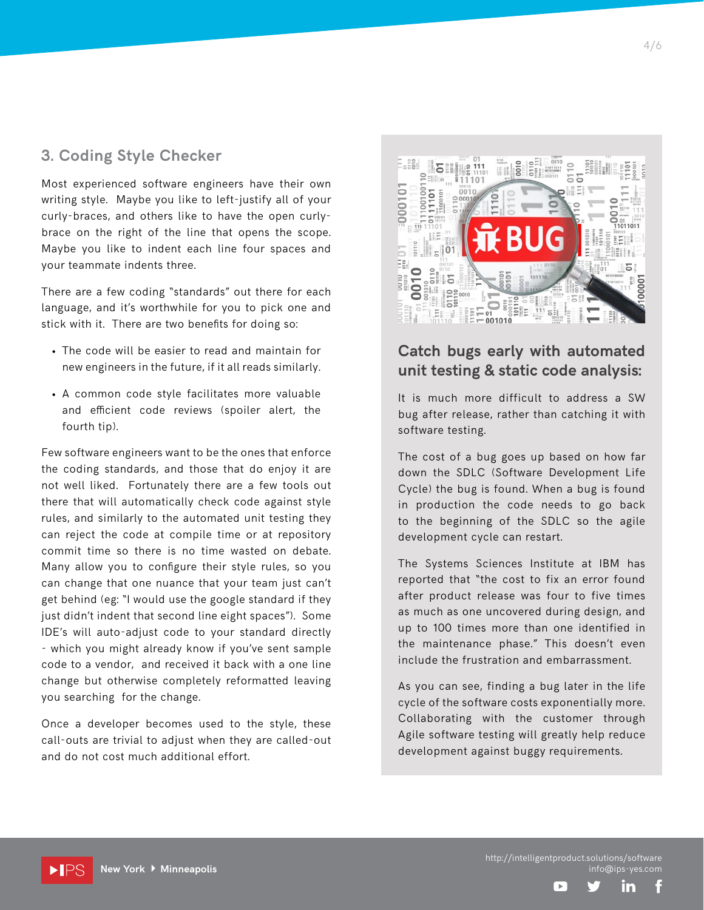## 3. Coding Style Checker

Most experienced software engineers have their own writing style. Maybe you like to left-justify all of your curly-braces, and others like to have the open curly-brace on the right of the line that opens the scope. Maybe you like to indent each line four spaces and your teammate indents three.

There are a few coding "standards" out there for each language, and it's worthwhile for you to pick one and stick with it. There are two benefits for doing so:

- The code will be easier to read and maintain for new engineers in the future, if it all reads similarly.
- A common code style facilitates more valuable and efficient code reviews (spoiler alert, the fourth tip).

Few software engineers want to be the ones that enforce the coding standards, and those that do enjoy it are not well liked. Fortunately there are a few tools out there that will automatically check code against style rules, and similarly to the automated unit testing they can reject the code at compile time or at repository commit time so there is no time wasted on debate. Many allow you to configure their style rules, so you can change that one nuance that your team just can't get behind (eg: "I would use the google standard if they just didn't indent that second line eight spaces"). Some IDE's will auto-adjust code to your standard directly - which you might already know if you've sent sample code to a vendor, and received it back with a one line change but otherwise completely reformatted leaving you searching for the change.

Once a developer becomes used to the style, these call-outs are trivial to adjust when they are called-out and do not cost much additional effort.

## Catch bugs early with automated unit testing & static code analysis:

It is much more difficult to address a SW bug after release, rather than catching it with software testing.

The cost of a bug goes up based on how far down the SDLC (Software Development Life Cycle) the bug is found. When a bug is found in production the code needs to go back to the beginning of the SDLC so the agile development cycle can restart.

The Systems Sciences Institute at IBM has reported that "the cost to fix an error found after product release was four to five times as much as one uncovered during design, and up to 100 times more than one identified in the maintenance phase." This doesn't even include the frustration and embarrassment.

As you can see, finding a bug later in the life cycle of the software costs exponentially more. Collaborating with the customer through Agile software testing will greatly help reduce development against buggy requirements.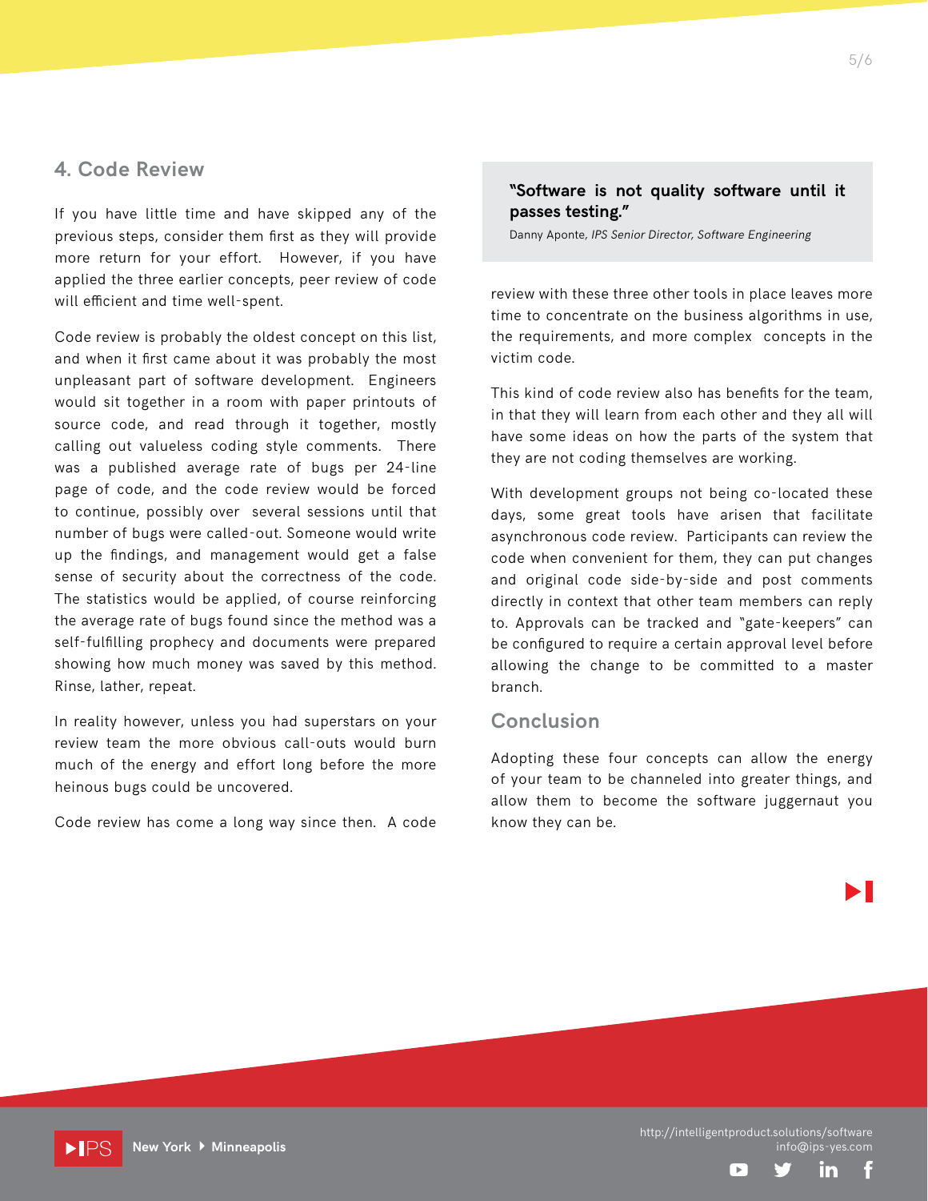## 4. Code Review

If you have little time and have skipped any of the previous steps, consider them first as they will provide more return for your effort. However, if you have applied the three earlier concepts, peer review of code will efficient and time well-spent.

Code review is probably the oldest concept on this list, and when it first came about it was probably the most unpleasant part of software development. Engineers would sit together in a room with paper printouts of source code, and read through it together, mostly calling out valueless coding style comments. There was a published average rate of bugs per 24-line page of code, and the code review would be forced to continue, possibly over several sessions until that number of bugs were called-out. Someone would write up the findings, and management would get a false sense of security about the correctness of the code. The statistics would be applied, of course reinforcing the average rate of bugs found since the method was a self-fulfilling prophecy and documents were prepared showing how much money was saved by this method. Rinse, lather, repeat.

In reality however, unless you had superstars on your review team the more obvious call-outs would burn much of the energy and effort long before the more heinous bugs could be uncovered.

Code review has come a long way since then. A code review with these three other tools in place leaves more time to concentrate on the business algorithms in use, the requirements, and more complex concepts in the victim code.

> **"Software is not quality software until it passes testing."**
>
> Danny Aponte, *IPS Senior Director, Software Engineering*

This kind of code review also has benefits for the team, in that they will learn from each other and they all will have some ideas on how the parts of the system that they are not coding themselves are working.

With development groups not being co-located these days, some great tools have arisen that facilitate asynchronous code review. Participants can review the code when convenient for them, they can put changes and original code side-by-side and post comments directly in context that other team members can reply to. Approvals can be tracked and "gate-keepers" can be configured to require a certain approval level before allowing the change to be committed to a master branch.

## Conclusion

Adopting these four concepts can allow the energy of your team to be channeled into greater things, and allow them to become the software juggernaut you know they can be.

IPS New York Minneapolis

http://intelligentproduct.solutions/software
info@ips-yes.com